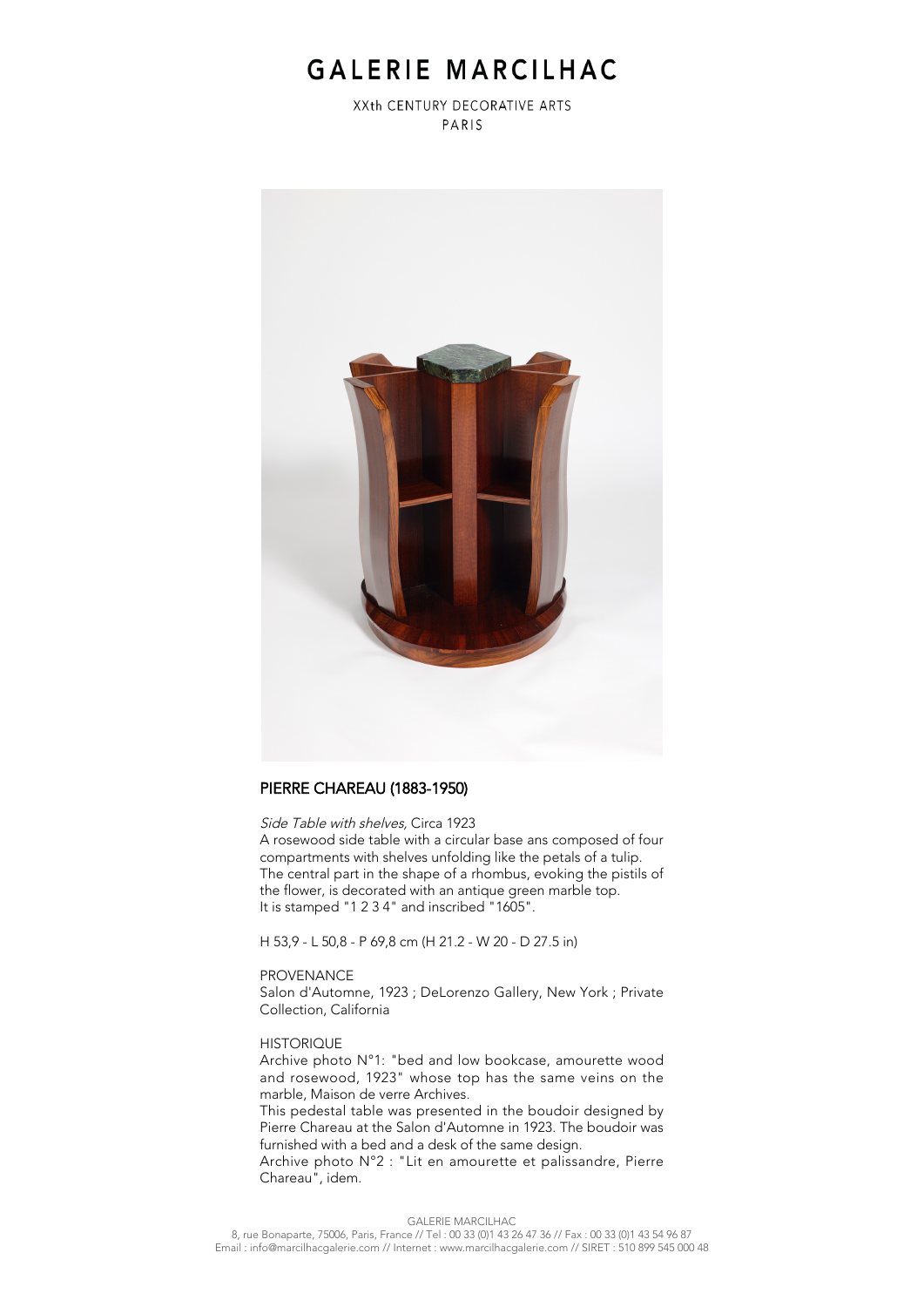# GALERIE MARCILHAC

XXth CENTURY DECORATIVE ARTS
PARIS

## PIERRE CHAREAU (1883-1950)

*Side Table with shelves,* Circa 1923

A rosewood side table with a circular base ans composed of four compartments with shelves unfolding like the petals of a tulip. The central part in the shape of a rhombus, evoking the pistils of the flower, is decorated with an antique green marble top.
It is stamped "1 2 3 4" and inscribed "1605".

H 53,9 - L 50,8 - P 69,8 cm (H 21.2 - W 20 - D 27.5 in)

PROVENANCE
Salon d'Automne, 1923 ; DeLorenzo Gallery, New York ; Private Collection, California

HISTORIQUE
Archive photo N°1: "bed and low bookcase, amourette wood and rosewood, 1923" whose top has the same veins on the marble, Maison de verre Archives.
This pedestal table was presented in the boudoir designed by Pierre Chareau at the Salon d'Automne in 1923. The boudoir was furnished with a bed and a desk of the same design.
Archive photo N°2 : "Lit en amourette et palissandre, Pierre Chareau", idem.

GALERIE MARCILHAC
8, rue Bonaparte, 75006, Paris, France // Tel : 00 33 (0)1 43 26 47 36 // Fax : 00 33 (0)1 43 54 96 87
Email : info@marcilhacgalerie.com // Internet : www.marcilhacgalerie.com // SIRET : 510 899 545 000 48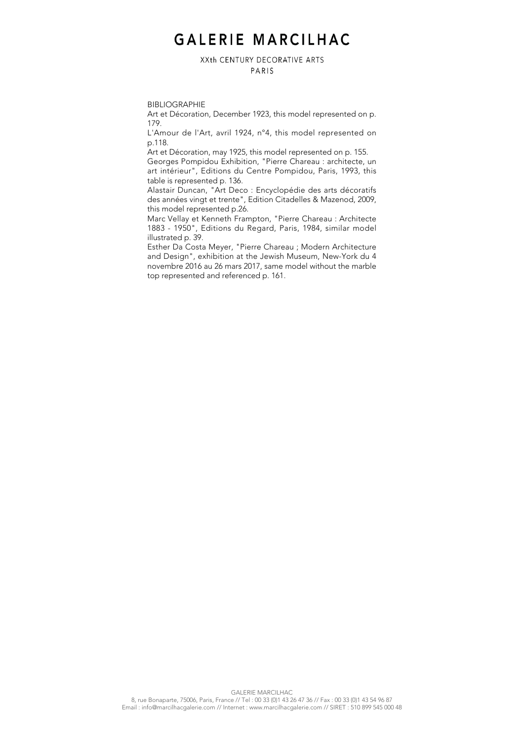BIBLIOGRAPHIE

Art et Décoration, December 1923, this model represented on p. 179.

L'Amour de l'Art, avril 1924, n°4, this model represented on p.118.

Art et Décoration, may 1925, this model represented on p. 155.

Georges Pompidou Exhibition, "Pierre Chareau : architecte, un art intérieur", Editions du Centre Pompidou, Paris, 1993, this table is represented p. 136.

Alastair Duncan, "Art Deco : Encyclopédie des arts décoratifs des années vingt et trente", Edition Citadelles & Mazenod, 2009, this model represented p.26.

Marc Vellay et Kenneth Frampton, "Pierre Chareau : Architecte 1883 - 1950", Editions du Regard, Paris, 1984, similar model illustrated p. 39.

Esther Da Costa Meyer, "Pierre Chareau ; Modern Architecture and Design", exhibition at the Jewish Museum, New-York du 4 novembre 2016 au 26 mars 2017, same model without the marble top represented and referenced p. 161.